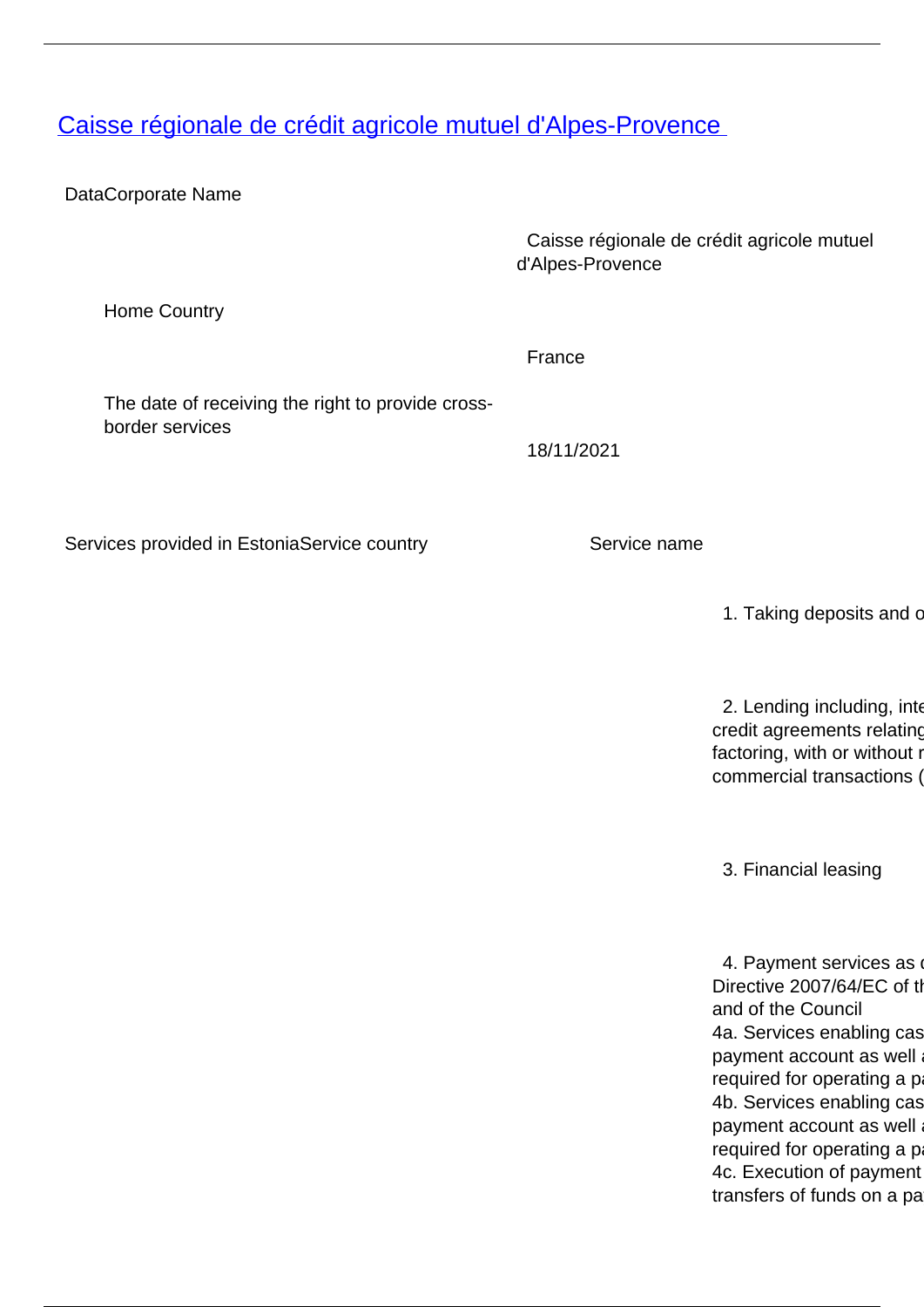# Caisse régionale de crédit agricole mutuel d'Alpes-Provence

DataCorporate Name

| | |
|---|---|
| Home Country | Caisse régionale de crédit agricole mutuel d'Alpes-Provence |
| | France |
| The date of receiving the right to provide cross-border services | 18/11/2021 |

Services provided in EstoniaService country

Service name

1. Taking deposits and o

2. Lending including, inte
credit agreements relating
factoring, with or without r
commercial transactions (

3. Financial leasing

4. Payment services as d
Directive 2007/64/EC of th
and of the Council
4a. Services enabling cas
payment account as well a
required for operating a pa
4b. Services enabling cas
payment account as well a
required for operating a pa
4c. Execution of payment
transfers of funds on a pa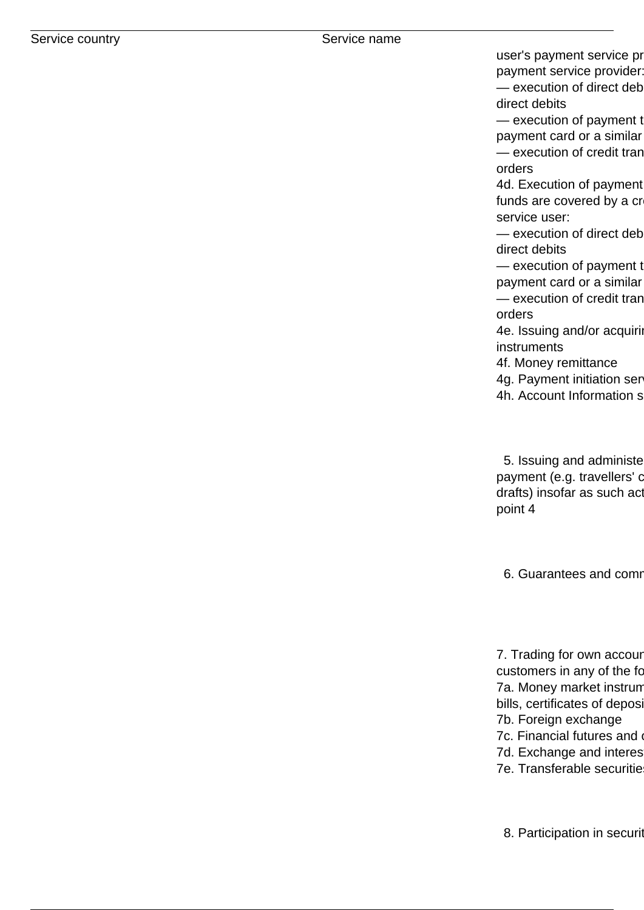| Service country | Service name | |
|---|---|---|
| | | user's payment service pr<br>payment service provider:<br>— execution of direct deb<br>direct debits<br>— execution of payment t<br>payment card or a similar<br>— execution of credit tran<br>orders<br>4d. Execution of payment<br>funds are covered by a cr<br>service user:<br>— execution of direct deb<br>direct debits<br>— execution of payment t<br>payment card or a similar<br>— execution of credit tran<br>orders<br>4e. Issuing and/or acquirin<br>instruments<br>4f. Money remittance<br>4g. Payment initiation ser<br>4h. Account Information s |
| | | 5. Issuing and administe<br>payment (e.g. travellers' c<br>drafts) insofar as such act<br>point 4 |
| | | 6. Guarantees and comn |
| | | 7. Trading for own accoun<br>customers in any of the fo<br>7a. Money market instrum<br>bills, certificates of deposi<br>7b. Foreign exchange<br>7c. Financial futures and o<br>7d. Exchange and interes<br>7e. Transferable securities |
| | | 8. Participation in securit |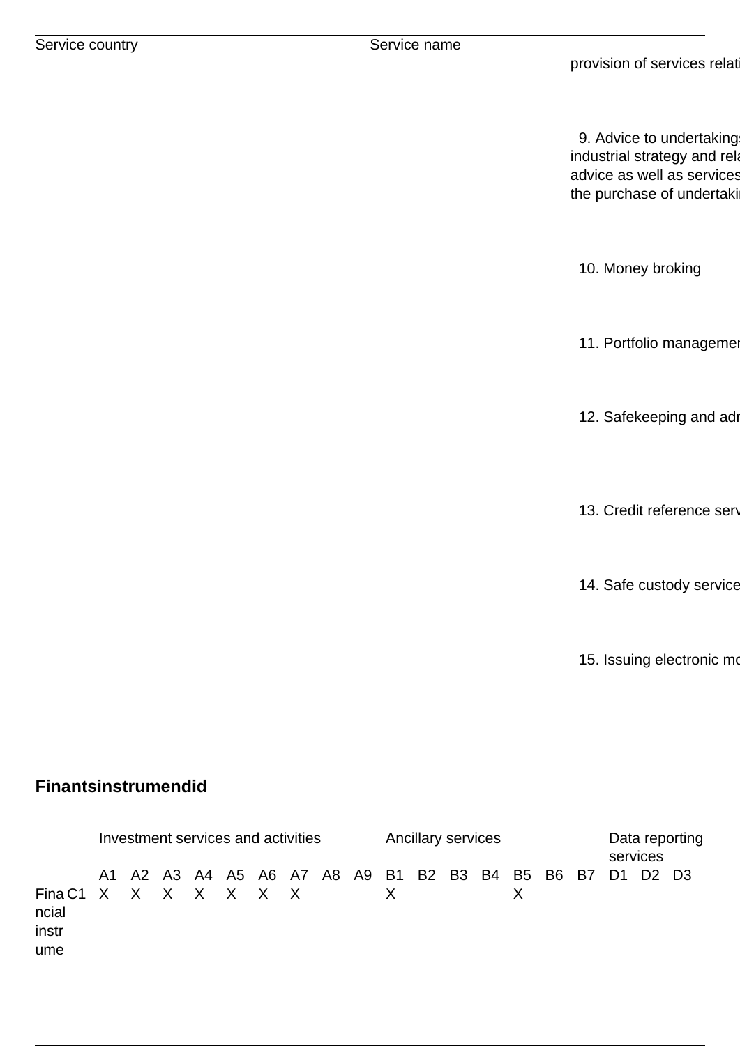| Service country | Service name | |
|---|---|---|
| | | provision of services relati |
| | | 9. Advice to undertakings industrial strategy and rela advice as well as services the purchase of undertakin |
| | | 10. Money broking |
| | | 11. Portfolio managemen |
| | | 12. Safekeeping and adr |
| | | 13. Credit reference serv |
| | | 14. Safe custody service |
| | | 15. Issuing electronic mo |

## Finantsinstrumendid

| | | Investment services and activities | | | | | | | | | Ancillary services | | | | | | | Data reporting services | | |
|---|---|---|---|---|---|---|---|---|---|---|---|---|---|---|---|---|---|---|---|---|
| | | A1 | A2 | A3 | A4 | A5 | A6 | A7 | A8 | A9 | B1 | B2 | B3 | B4 | B5 | B6 | B7 | D1 | D2 | D3 |
| Financial instrume | C1 | X | X | X | X | X | X | X | | | X | | | | X | | | | | |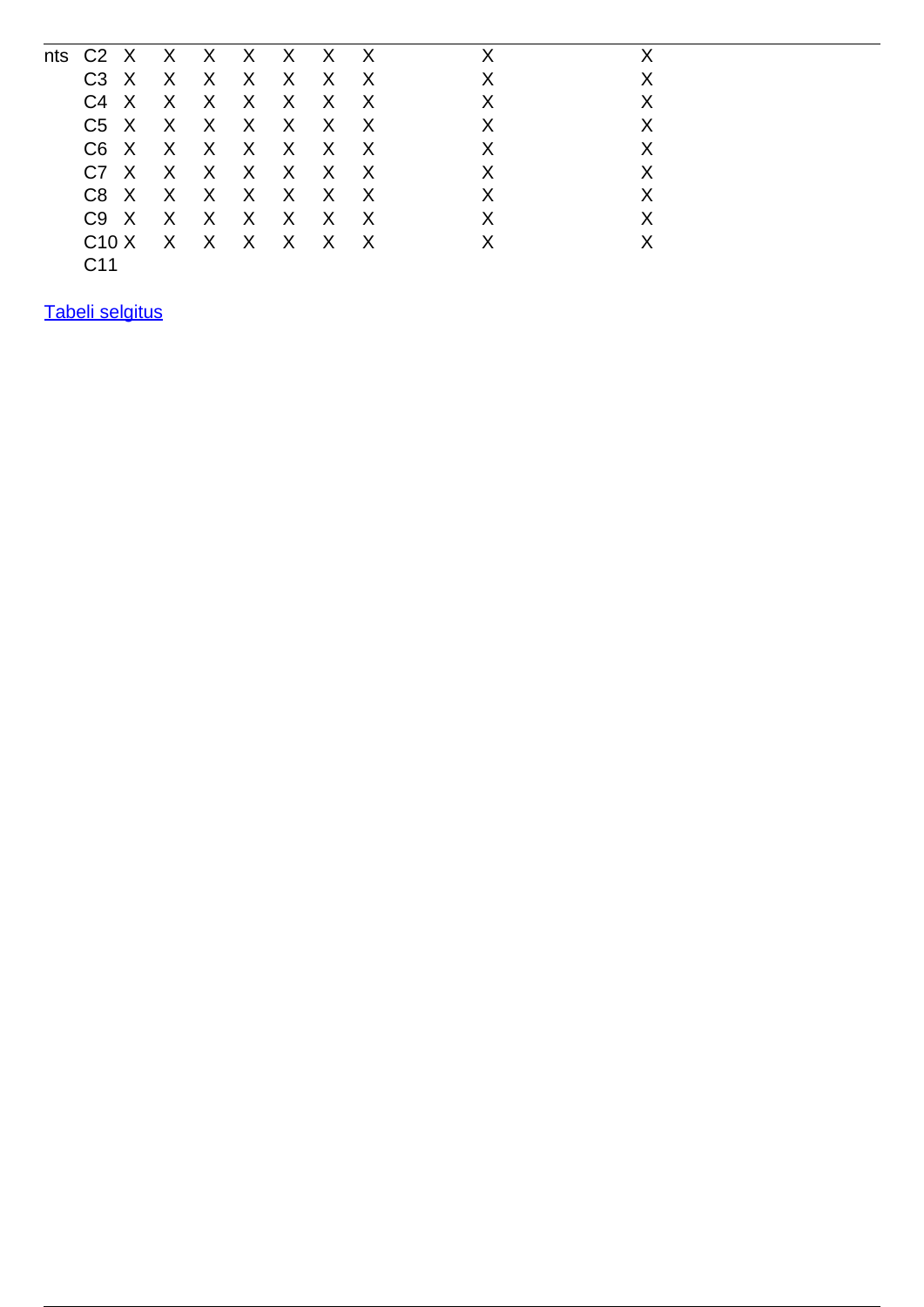| | | | | | | | | | | | | |
|---|---|---|---|---|---|---|---|---|---|---|---|---|
| nts | C2 | X | X | X | X | X | X | X | | X | | X |
| | C3 | X | X | X | X | X | X | X | | X | | X |
| | C4 | X | X | X | X | X | X | X | | X | | X |
| | C5 | X | X | X | X | X | X | X | | X | | X |
| | C6 | X | X | X | X | X | X | X | | X | | X |
| | C7 | X | X | X | X | X | X | X | | X | | X |
| | C8 | X | X | X | X | X | X | X | | X | | X |
| | C9 | X | X | X | X | X | X | X | | X | | X |
| | C10 | X | X | X | X | X | X | X | | X | | X |
| | C11 | | | | | | | | | | | |

Tabeli selgitus